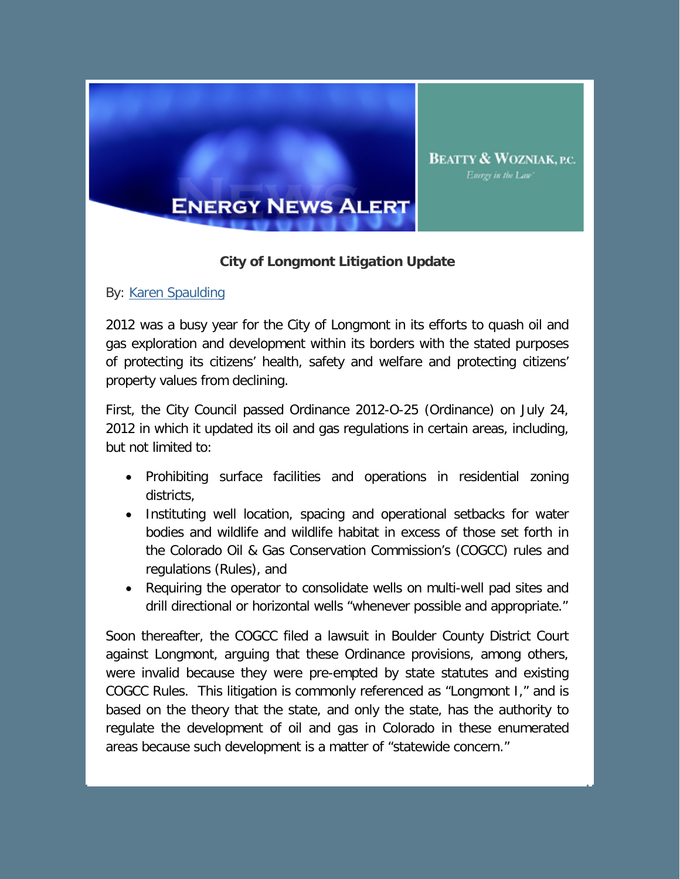**ENERGY NEWS ALERT**

**BEATTY & WOZNIAK, P.C.**

*Energy in the Law*

## City of Longmont Litigation Update

By: Karen Spaulding

2012 was a busy year for the City of Longmont in its efforts to quash oil and gas exploration and development within its borders with the stated purposes of protecting its citizens' health, safety and welfare and protecting citizens' property values from declining.

First, the City Council passed Ordinance 2012-O-25 (Ordinance) on July 24, 2012 in which it updated its oil and gas regulations in certain areas, including, but not limited to:

- Prohibiting surface facilities and operations in residential zoning districts,
- Instituting well location, spacing and operational setbacks for water bodies and wildlife and wildlife habitat in excess of those set forth in the Colorado Oil & Gas Conservation Commission's (COGCC) rules and regulations (Rules), and
- Requiring the operator to consolidate wells on multi-well pad sites and drill directional or horizontal wells "whenever possible and appropriate."

Soon thereafter, the COGCC filed a lawsuit in Boulder County District Court against Longmont, arguing that these Ordinance provisions, among others, were invalid because they were pre-empted by state statutes and existing COGCC Rules. This litigation is commonly referenced as "Longmont I," and is based on the theory that the state, and only the state, has the authority to regulate the development of oil and gas in Colorado in these enumerated areas because such development is a matter of "statewide concern."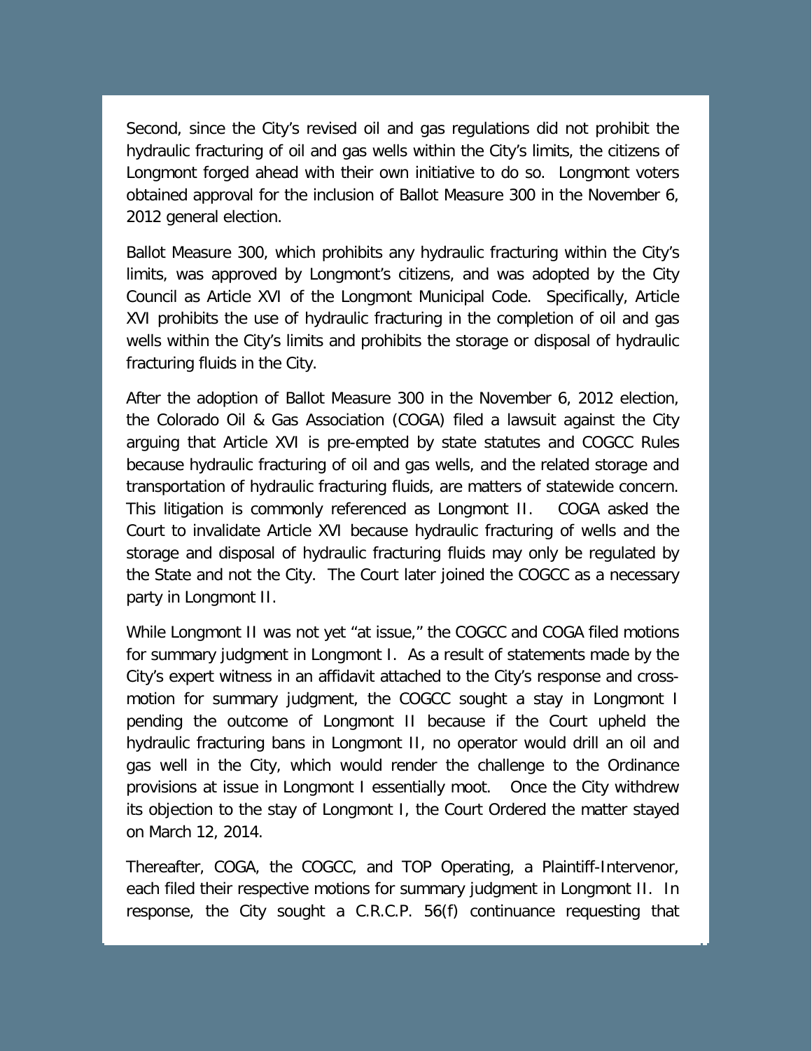Second, since the City's revised oil and gas regulations did not prohibit the hydraulic fracturing of oil and gas wells within the City's limits, the citizens of Longmont forged ahead with their own initiative to do so. Longmont voters obtained approval for the inclusion of Ballot Measure 300 in the November 6, 2012 general election.

Ballot Measure 300, which prohibits any hydraulic fracturing within the City's limits, was approved by Longmont's citizens, and was adopted by the City Council as Article XVI of the Longmont Municipal Code. Specifically, Article XVI prohibits the use of hydraulic fracturing in the completion of oil and gas wells within the City's limits and prohibits the storage or disposal of hydraulic fracturing fluids in the City.

After the adoption of Ballot Measure 300 in the November 6, 2012 election, the Colorado Oil & Gas Association (COGA) filed a lawsuit against the City arguing that Article XVI is pre-empted by state statutes and COGCC Rules because hydraulic fracturing of oil and gas wells, and the related storage and transportation of hydraulic fracturing fluids, are matters of statewide concern. This litigation is commonly referenced as Longmont II. COGA asked the Court to invalidate Article XVI because hydraulic fracturing of wells and the storage and disposal of hydraulic fracturing fluids may only be regulated by the State and not the City. The Court later joined the COGCC as a necessary party in Longmont II.

While Longmont II was not yet "at issue," the COGCC and COGA filed motions for summary judgment in Longmont I. As a result of statements made by the City's expert witness in an affidavit attached to the City's response and cross-motion for summary judgment, the COGCC sought a stay in Longmont I pending the outcome of Longmont II because if the Court upheld the hydraulic fracturing bans in Longmont II, no operator would drill an oil and gas well in the City, which would render the challenge to the Ordinance provisions at issue in Longmont I essentially moot. Once the City withdrew its objection to the stay of Longmont I, the Court Ordered the matter stayed on March 12, 2014.

Thereafter, COGA, the COGCC, and TOP Operating, a Plaintiff-Intervenor, each filed their respective motions for summary judgment in Longmont II. In response, the City sought a C.R.C.P. 56(f) continuance requesting that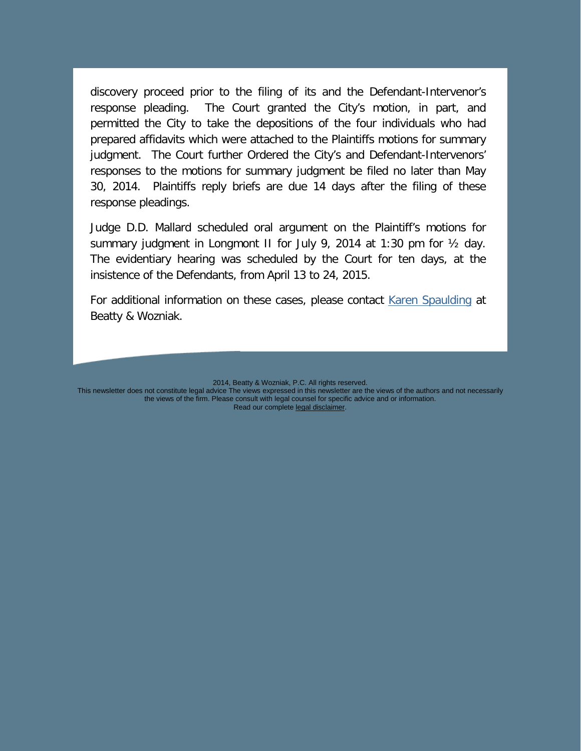discovery proceed prior to the filing of its and the Defendant-Intervenor's response pleading. The Court granted the City's motion, in part, and permitted the City to take the depositions of the four individuals who had prepared affidavits which were attached to the Plaintiffs motions for summary judgment. The Court further Ordered the City's and Defendant-Intervenors' responses to the motions for summary judgment be filed no later than May 30, 2014. Plaintiffs reply briefs are due 14 days after the filing of these response pleadings.

Judge D.D. Mallard scheduled oral argument on the Plaintiff's motions for summary judgment in Longmont II for July 9, 2014 at 1:30 pm for ½ day. The evidentiary hearing was scheduled by the Court for ten days, at the insistence of the Defendants, from April 13 to 24, 2015.

For additional information on these cases, please contact Karen Spaulding at Beatty & Wozniak.

2014, Beatty & Wozniak, P.C. All rights reserved.
This newsletter does not constitute legal advice The views expressed in this newsletter are the views of the authors and not necessarily the views of the firm. Please consult with legal counsel for specific advice and or information.
Read our complete legal disclaimer.